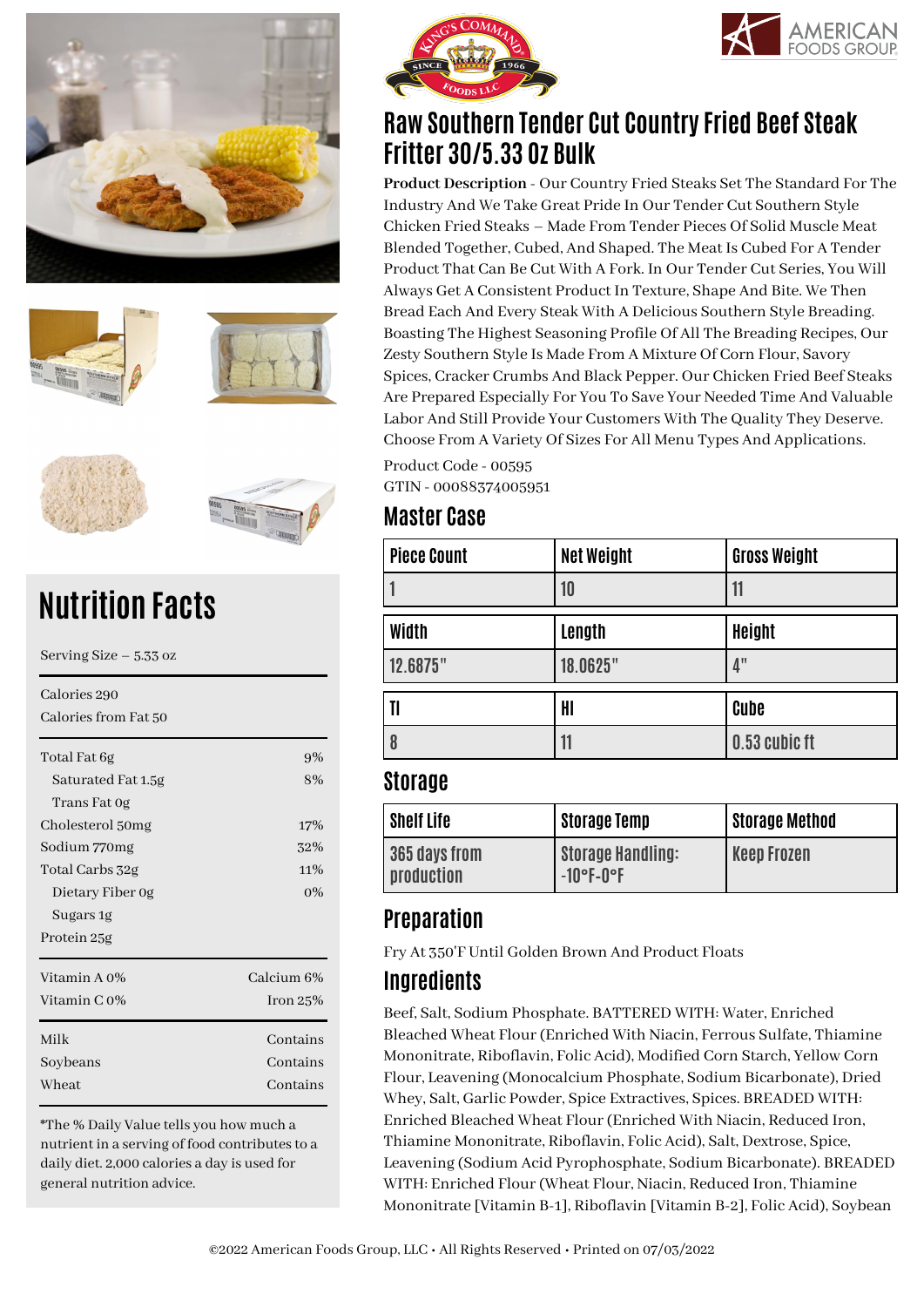# Raw Southern Tender Cut Country Fried Beef Steak Fritter 30/5.33 Oz Bulk

**Product Description** - Our Country Fried Steaks Set The Standard For The Industry And We Take Great Pride In Our Tender Cut Southern Style Chicken Fried Steaks – Made From Tender Pieces Of Solid Muscle Meat Blended Together, Cubed, And Shaped. The Meat Is Cubed For A Tender Product That Can Be Cut With A Fork. In Our Tender Cut Series, You Will Always Get A Consistent Product In Texture, Shape And Bite. We Then Bread Each And Every Steak With A Delicious Southern Style Breading. Boasting The Highest Seasoning Profile Of All The Breading Recipes, Our Zesty Southern Style Is Made From A Mixture Of Corn Flour, Savory Spices, Cracker Crumbs And Black Pepper. Our Chicken Fried Beef Steaks Are Prepared Especially For You To Save Your Needed Time And Valuable Labor And Still Provide Your Customers With The Quality They Deserve. Choose From A Variety Of Sizes For All Menu Types And Applications.

Product Code - 00595
GTIN - 00088374005951

## Master Case

| Piece Count | Net Weight | Gross Weight |
|---|---|---|
| 1 | 10 | 11 |

| Width | Length | Height |
|---|---|---|
| 12.6875" | 18.0625" | 4" |

| TI | HI | Cube |
|---|---|---|
| 8 | 11 | 0.53 cubic ft |

## Storage

| Shelf Life | Storage Temp | Storage Method |
|---|---|---|
| 365 days from production | Storage Handling: -10°F-0°F | Keep Frozen |

## Preparation

Fry At 350'F Until Golden Brown And Product Floats

## Ingredients

Beef, Salt, Sodium Phosphate. BATTERED WITH: Water, Enriched Bleached Wheat Flour (Enriched With Niacin, Ferrous Sulfate, Thiamine Mononitrate, Riboflavin, Folic Acid), Modified Corn Starch, Yellow Corn Flour, Leavening (Monocalcium Phosphate, Sodium Bicarbonate), Dried Whey, Salt, Garlic Powder, Spice Extractives, Spices. BREADED WITH: Enriched Bleached Wheat Flour (Enriched With Niacin, Reduced Iron, Thiamine Mononitrate, Riboflavin, Folic Acid), Salt, Dextrose, Spice, Leavening (Sodium Acid Pyrophosphate, Sodium Bicarbonate). BREADED WITH: Enriched Flour (Wheat Flour, Niacin, Reduced Iron, Thiamine Mononitrate [Vitamin B-1], Riboflavin [Vitamin B-2], Folic Acid), Soybean

# Nutrition Facts

Serving Size – 5.33 oz

Calories 290
Calories from Fat 50

| Nutrient | % Daily Value |
|---|---|
| Total Fat 6g | 9% |
| Saturated Fat 1.5g | 8% |
| Trans Fat 0g | |
| Cholesterol 50mg | 17% |
| Sodium 770mg | 32% |
| Total Carbs 32g | 11% |
| Dietary Fiber 0g | 0% |
| Sugars 1g | |
| Protein 25g | |

| | |
|---|---|
| Vitamin A 0% | Calcium 6% |
| Vitamin C 0% | Iron 25% |

| Allergen | |
|---|---|
| Milk | Contains |
| Soybeans | Contains |
| Wheat | Contains |

*The % Daily Value tells you how much a nutrient in a serving of food contributes to a daily diet. 2,000 calories a day is used for general nutrition advice.

©2022 American Foods Group, LLC • All Rights Reserved • Printed on 07/03/2022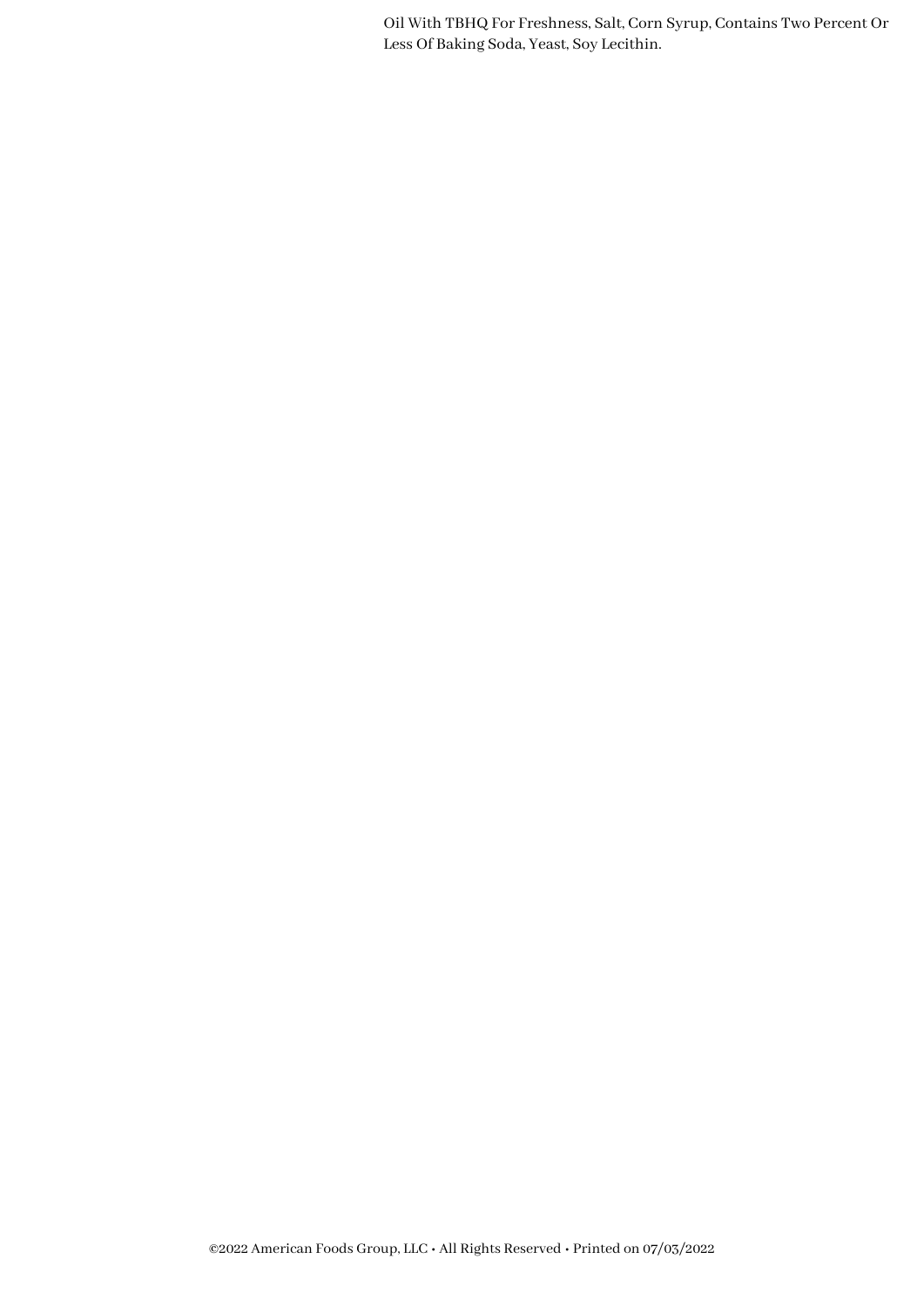Oil With TBHQ For Freshness, Salt, Corn Syrup, Contains Two Percent Or Less Of Baking Soda, Yeast, Soy Lecithin.